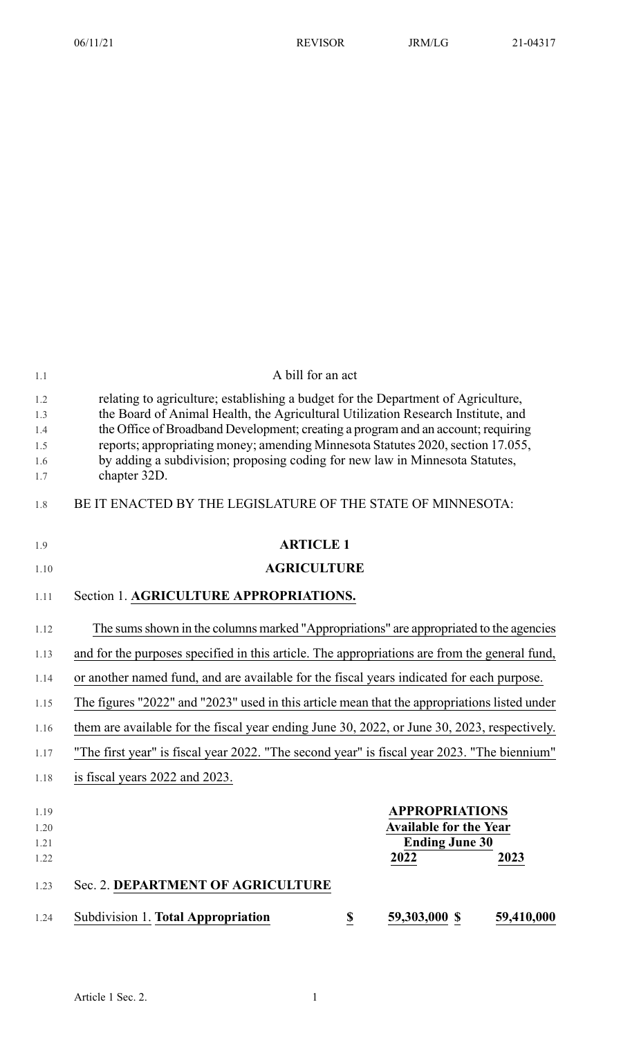A bill for an act

relating to agriculture; establishing a budget for the Department of Agriculture, the Board of Animal Health, the Agricultural Utilization Research Institute, and the Office of Broadband Development; creating a program and an account; requiring reports; appropriating money; amending Minnesota Statutes 2020, section 17.055, by adding a subdivision; proposing coding for new law in Minnesota Statutes, chapter 32D.

BE IT ENACTED BY THE LEGISLATURE OF THE STATE OF MINNESOTA:

## ARTICLE 1

## AGRICULTURE

Section 1. **AGRICULTURE APPROPRIATIONS.**

The sums shown in the columns marked "Appropriations" are appropriated to the agencies and for the purposes specified in this article. The appropriations are from the general fund, or another named fund, and are available for the fiscal years indicated for each purpose. The figures "2022" and "2023" used in this article mean that the appropriations listed under them are available for the fiscal year ending June 30, 2022, or June 30, 2023, respectively. "The first year" is fiscal year 2022. "The second year" is fiscal year 2023. "The biennium" is fiscal years 2022 and 2023.

| | APPROPRIATIONS Available for the Year Ending June 30 | |
|---|---|---|
| | **2022** | **2023** |
| Sec. 2. **DEPARTMENT OF AGRICULTURE** | | |
| Subdivision 1. **Total Appropriation** | $ 59,303,000 | $ 59,410,000 |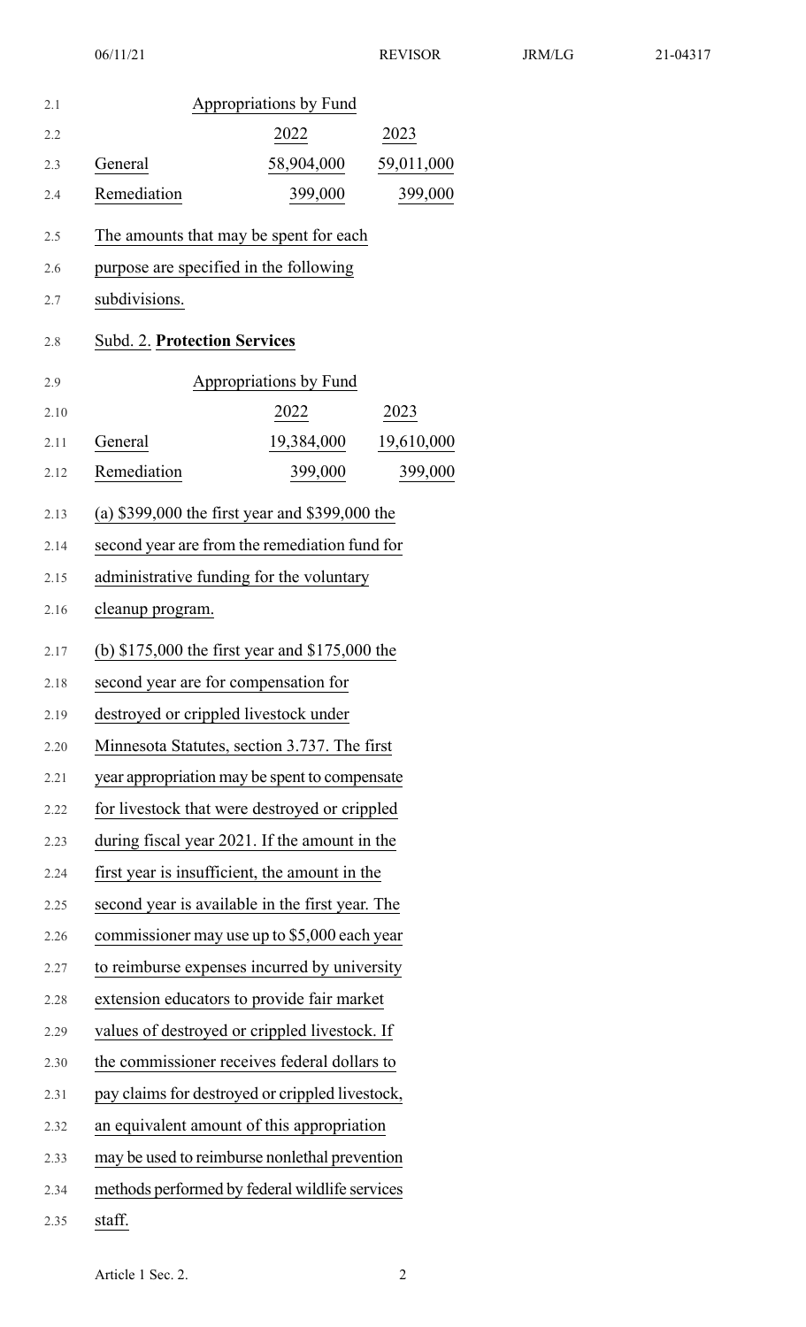| Appropriations by Fund | | |
|---|---|---|
| | 2022 | 2023 |
| General | 58,904,000 | 59,011,000 |
| Remediation | 399,000 | 399,000 |

The amounts that may be spent for each purpose are specified in the following subdivisions.

Subd. 2. **Protection Services**

| Appropriations by Fund | | |
|---|---|---|
| | 2022 | 2023 |
| General | 19,384,000 | 19,610,000 |
| Remediation | 399,000 | 399,000 |

(a) $399,000 the first year and $399,000 the second year are from the remediation fund for administrative funding for the voluntary cleanup program.

(b) $175,000 the first year and $175,000 the second year are for compensation for destroyed or crippled livestock under Minnesota Statutes, section 3.737. The first year appropriation may be spent to compensate for livestock that were destroyed or crippled during fiscal year 2021. If the amount in the first year is insufficient, the amount in the second year is available in the first year. The commissioner may use up to $5,000 each year to reimburse expenses incurred by university extension educators to provide fair market values of destroyed or crippled livestock. If the commissioner receives federal dollars to pay claims for destroyed or crippled livestock, an equivalent amount of this appropriation may be used to reimburse nonlethal prevention methods performed by federal wildlife services staff.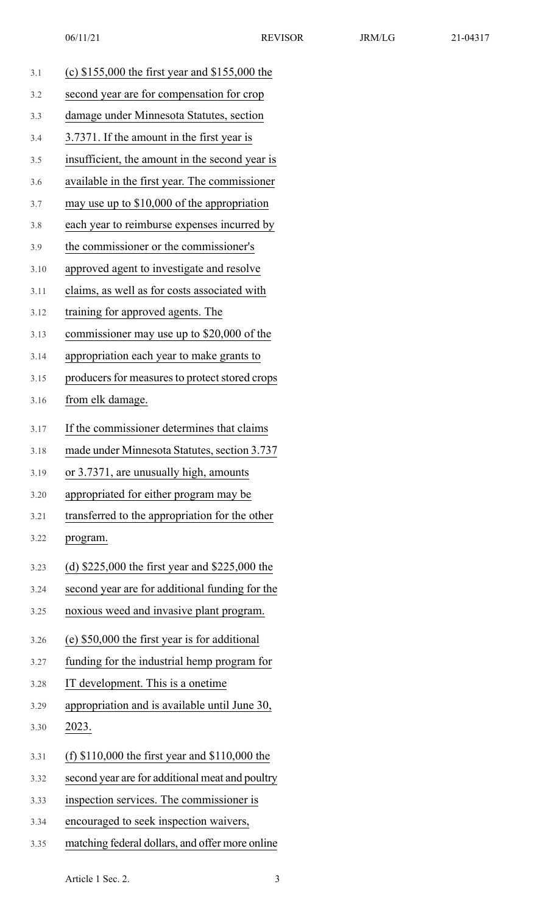(c) $155,000 the first year and $155,000 the second year are for compensation for crop damage under Minnesota Statutes, section 3.7371. If the amount in the first year is insufficient, the amount in the second year is available in the first year. The commissioner may use up to $10,000 of the appropriation each year to reimburse expenses incurred by the commissioner or the commissioner's approved agent to investigate and resolve claims, as well as for costs associated with training for approved agents. The commissioner may use up to $20,000 of the appropriation each year to make grants to producers for measures to protect stored crops from elk damage.

If the commissioner determines that claims made under Minnesota Statutes, section 3.737 or 3.7371, are unusually high, amounts appropriated for either program may be transferred to the appropriation for the other program.

(d) $225,000 the first year and $225,000 the second year are for additional funding for the noxious weed and invasive plant program.

(e) $50,000 the first year is for additional funding for the industrial hemp program for IT development. This is a onetime appropriation and is available until June 30, 2023.

(f) $110,000 the first year and $110,000 the second year are for additional meat and poultry inspection services. The commissioner is encouraged to seek inspection waivers, matching federal dollars, and offer more online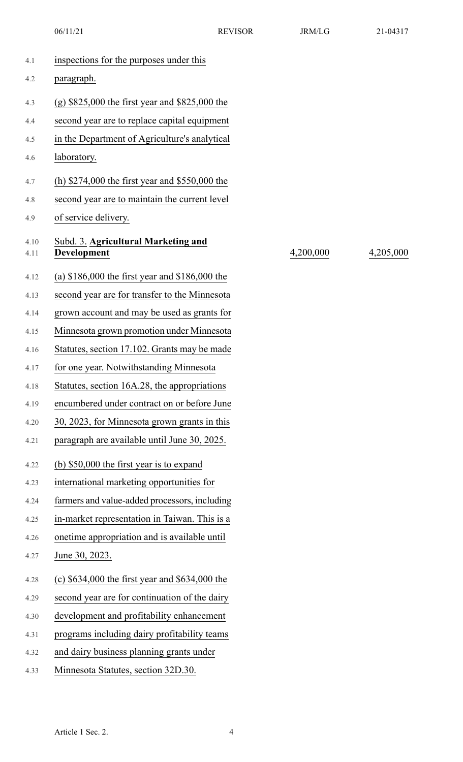inspections for the purposes under this paragraph.

(g) $825,000 the first year and $825,000 the second year are to replace capital equipment in the Department of Agriculture's analytical laboratory.

(h) $274,000 the first year and $550,000 the second year are to maintain the current level of service delivery.

| Subd. 3. **Agricultural Marketing and Development** | 4,200,000 | 4,205,000 |
|---|---|---|

(a) $186,000 the first year and $186,000 the second year are for transfer to the Minnesota grown account and may be used as grants for Minnesota grown promotion under Minnesota Statutes, section 17.102. Grants may be made for one year. Notwithstanding Minnesota Statutes, section 16A.28, the appropriations encumbered under contract on or before June 30, 2023, for Minnesota grown grants in this paragraph are available until June 30, 2025.

(b) $50,000 the first year is to expand international marketing opportunities for farmers and value-added processors, including in-market representation in Taiwan. This is a onetime appropriation and is available until June 30, 2023.

(c) $634,000 the first year and $634,000 the second year are for continuation of the dairy development and profitability enhancement programs including dairy profitability teams and dairy business planning grants under Minnesota Statutes, section 32D.30.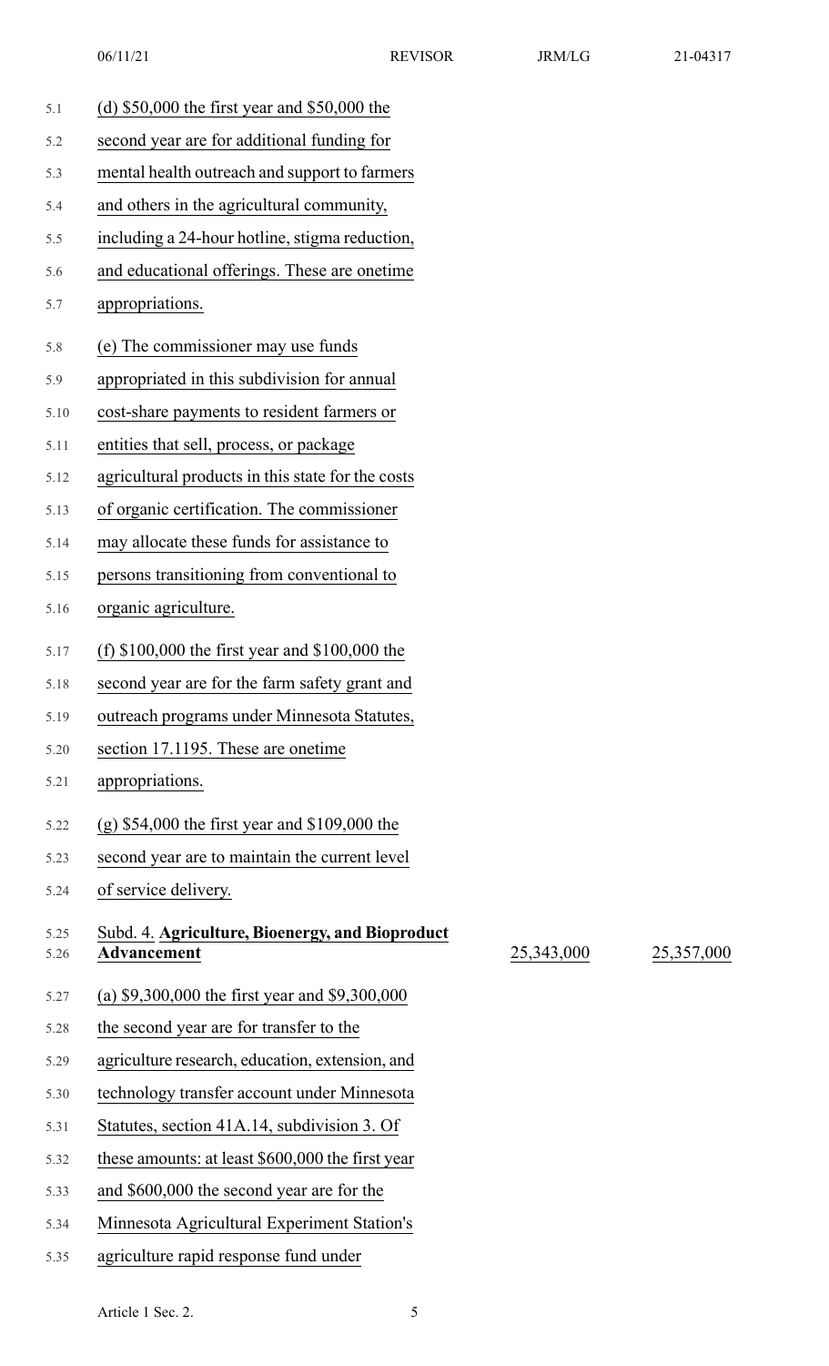(d) $50,000 the first year and $50,000 the second year are for additional funding for mental health outreach and support to farmers and others in the agricultural community, including a 24-hour hotline, stigma reduction, and educational offerings. These are onetime appropriations.

(e) The commissioner may use funds appropriated in this subdivision for annual cost-share payments to resident farmers or entities that sell, process, or package agricultural products in this state for the costs of organic certification. The commissioner may allocate these funds for assistance to persons transitioning from conventional to organic agriculture.

(f) $100,000 the first year and $100,000 the second year are for the farm safety grant and outreach programs under Minnesota Statutes, section 17.1195. These are onetime appropriations.

(g) $54,000 the first year and $109,000 the second year are to maintain the current level of service delivery.

| Subd. 4. **Agriculture, Bioenergy, and Bioproduct Advancement** | 25,343,000 | 25,357,000 |
|---|---|---|

(a) $9,300,000 the first year and $9,300,000 the second year are for transfer to the agriculture research, education, extension, and technology transfer account under Minnesota Statutes, section 41A.14, subdivision 3. Of these amounts: at least $600,000 the first year and $600,000 the second year are for the Minnesota Agricultural Experiment Station's agriculture rapid response fund under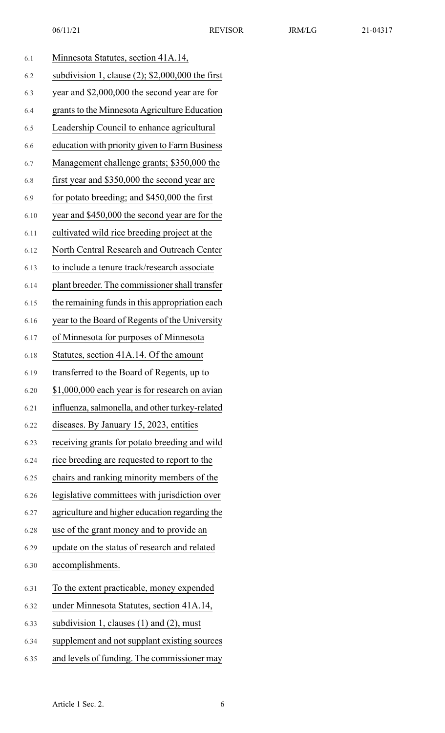Minnesota Statutes, section 41A.14, subdivision 1, clause (2); $2,000,000 the first year and $2,000,000 the second year are for grants to the Minnesota Agriculture Education Leadership Council to enhance agricultural education with priority given to Farm Business Management challenge grants; $350,000 the first year and $350,000 the second year are for potato breeding; and $450,000 the first year and $450,000 the second year are for the cultivated wild rice breeding project at the North Central Research and Outreach Center to include a tenure track/research associate plant breeder. The commissioner shall transfer the remaining funds in this appropriation each year to the Board of Regents of the University of Minnesota for purposes of Minnesota Statutes, section 41A.14. Of the amount transferred to the Board of Regents, up to $1,000,000 each year is for research on avian influenza, salmonella, and other turkey-related diseases. By January 15, 2023, entities receiving grants for potato breeding and wild rice breeding are requested to report to the chairs and ranking minority members of the legislative committees with jurisdiction over agriculture and higher education regarding the use of the grant money and to provide an update on the status of research and related accomplishments.

To the extent practicable, money expended under Minnesota Statutes, section 41A.14, subdivision 1, clauses (1) and (2), must supplement and not supplant existing sources and levels of funding. The commissioner may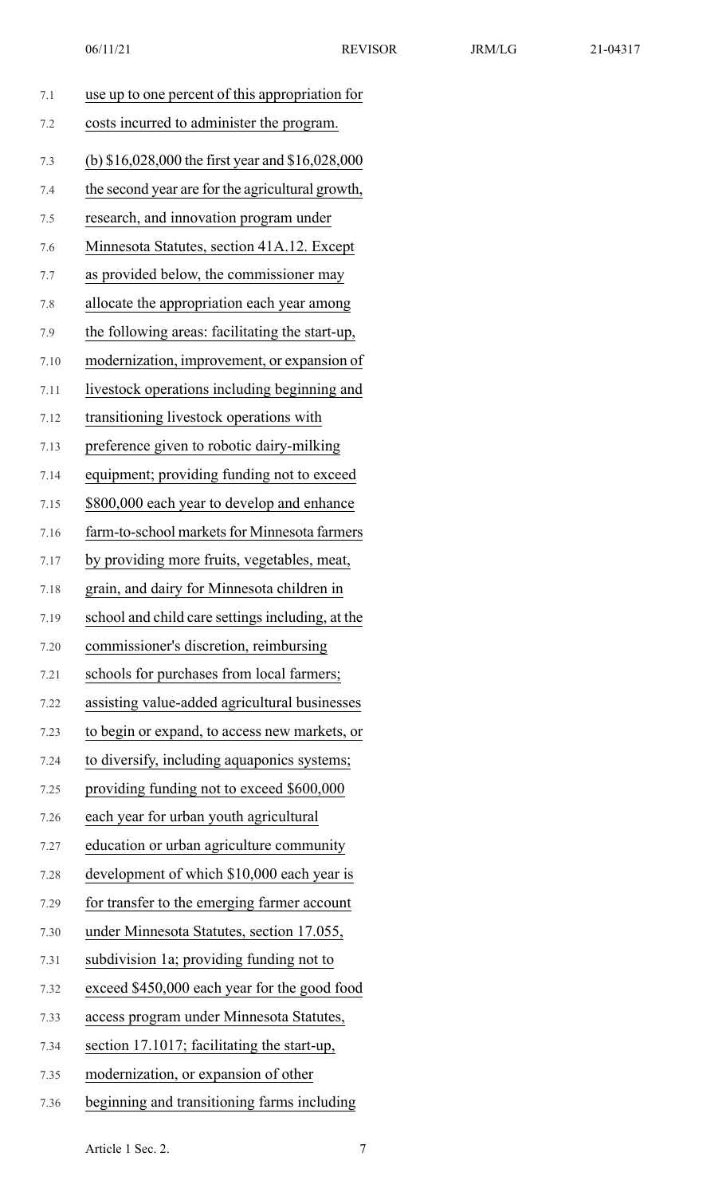use up to one percent of this appropriation for costs incurred to administer the program.

(b) $16,028,000 the first year and $16,028,000 the second year are for the agricultural growth, research, and innovation program under Minnesota Statutes, section 41A.12. Except as provided below, the commissioner may allocate the appropriation each year among the following areas: facilitating the start-up, modernization, improvement, or expansion of livestock operations including beginning and transitioning livestock operations with preference given to robotic dairy-milking equipment; providing funding not to exceed $800,000 each year to develop and enhance farm-to-school markets for Minnesota farmers by providing more fruits, vegetables, meat, grain, and dairy for Minnesota children in school and child care settings including, at the commissioner's discretion, reimbursing schools for purchases from local farmers; assisting value-added agricultural businesses to begin or expand, to access new markets, or to diversify, including aquaponics systems; providing funding not to exceed $600,000 each year for urban youth agricultural education or urban agriculture community development of which $10,000 each year is for transfer to the emerging farmer account under Minnesota Statutes, section 17.055, subdivision 1a; providing funding not to exceed $450,000 each year for the good food access program under Minnesota Statutes, section 17.1017; facilitating the start-up, modernization, or expansion of other beginning and transitioning farms including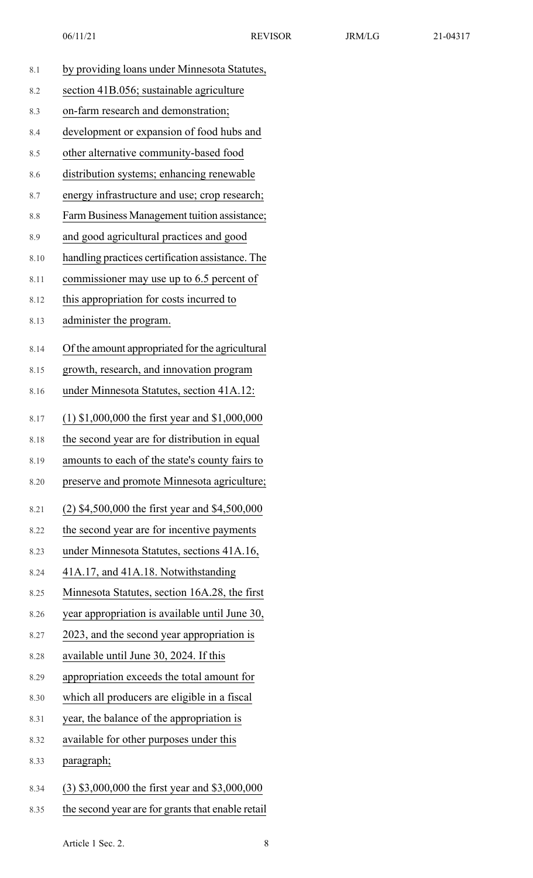by providing loans under Minnesota Statutes, section 41B.056; sustainable agriculture on-farm research and demonstration; development or expansion of food hubs and other alternative community-based food distribution systems; enhancing renewable energy infrastructure and use; crop research; Farm Business Management tuition assistance; and good agricultural practices and good handling practices certification assistance. The commissioner may use up to 6.5 percent of this appropriation for costs incurred to administer the program.

Of the amount appropriated for the agricultural growth, research, and innovation program under Minnesota Statutes, section 41A.12:

(1) $1,000,000 the first year and $1,000,000 the second year are for distribution in equal amounts to each of the state's county fairs to preserve and promote Minnesota agriculture;

(2) $4,500,000 the first year and $4,500,000 the second year are for incentive payments under Minnesota Statutes, sections 41A.16, 41A.17, and 41A.18. Notwithstanding Minnesota Statutes, section 16A.28, the first year appropriation is available until June 30, 2023, and the second year appropriation is available until June 30, 2024. If this appropriation exceeds the total amount for which all producers are eligible in a fiscal year, the balance of the appropriation is available for other purposes under this paragraph;

(3) $3,000,000 the first year and $3,000,000 the second year are for grants that enable retail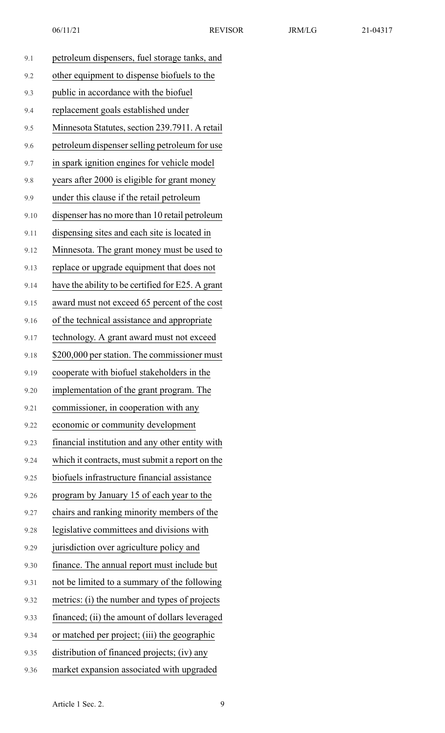petroleum dispensers, fuel storage tanks, and other equipment to dispense biofuels to the public in accordance with the biofuel replacement goals established under Minnesota Statutes, section 239.7911. A retail petroleum dispenser selling petroleum for use in spark ignition engines for vehicle model years after 2000 is eligible for grant money under this clause if the retail petroleum dispenser has no more than 10 retail petroleum dispensing sites and each site is located in Minnesota. The grant money must be used to replace or upgrade equipment that does not have the ability to be certified for E25. A grant award must not exceed 65 percent of the cost of the technical assistance and appropriate technology. A grant award must not exceed $200,000 per station. The commissioner must cooperate with biofuel stakeholders in the implementation of the grant program. The commissioner, in cooperation with any economic or community development financial institution and any other entity with which it contracts, must submit a report on the biofuels infrastructure financial assistance program by January 15 of each year to the chairs and ranking minority members of the legislative committees and divisions with jurisdiction over agriculture policy and finance. The annual report must include but not be limited to a summary of the following metrics: (i) the number and types of projects financed; (ii) the amount of dollars leveraged or matched per project; (iii) the geographic distribution of financed projects; (iv) any market expansion associated with upgraded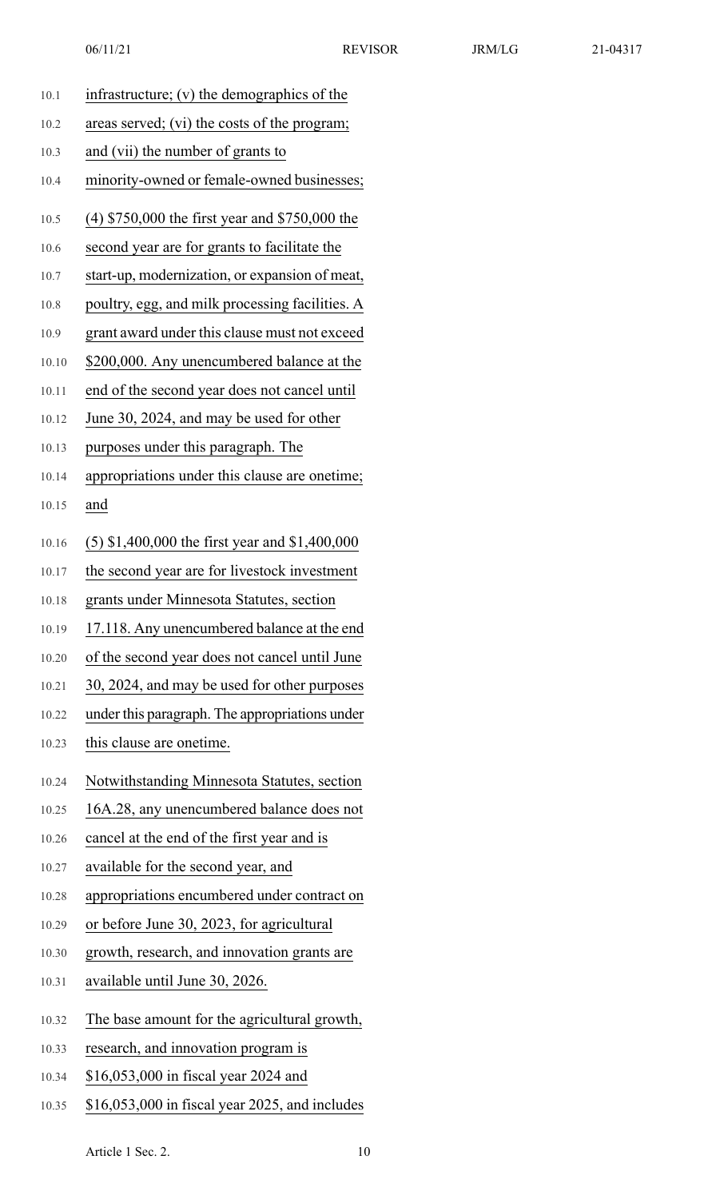infrastructure; (v) the demographics of the areas served; (vi) the costs of the program; and (vii) the number of grants to minority-owned or female-owned businesses;

(4) $750,000 the first year and $750,000 the second year are for grants to facilitate the start-up, modernization, or expansion of meat, poultry, egg, and milk processing facilities. A grant award under this clause must not exceed $200,000. Any unencumbered balance at the end of the second year does not cancel until June 30, 2024, and may be used for other purposes under this paragraph. The appropriations under this clause are onetime; and

(5) $1,400,000 the first year and $1,400,000 the second year are for livestock investment grants under Minnesota Statutes, section 17.118. Any unencumbered balance at the end of the second year does not cancel until June 30, 2024, and may be used for other purposes under this paragraph. The appropriations under this clause are onetime.

Notwithstanding Minnesota Statutes, section 16A.28, any unencumbered balance does not cancel at the end of the first year and is available for the second year, and appropriations encumbered under contract on or before June 30, 2023, for agricultural growth, research, and innovation grants are available until June 30, 2026.

The base amount for the agricultural growth, research, and innovation program is $16,053,000 in fiscal year 2024 and $16,053,000 in fiscal year 2025, and includes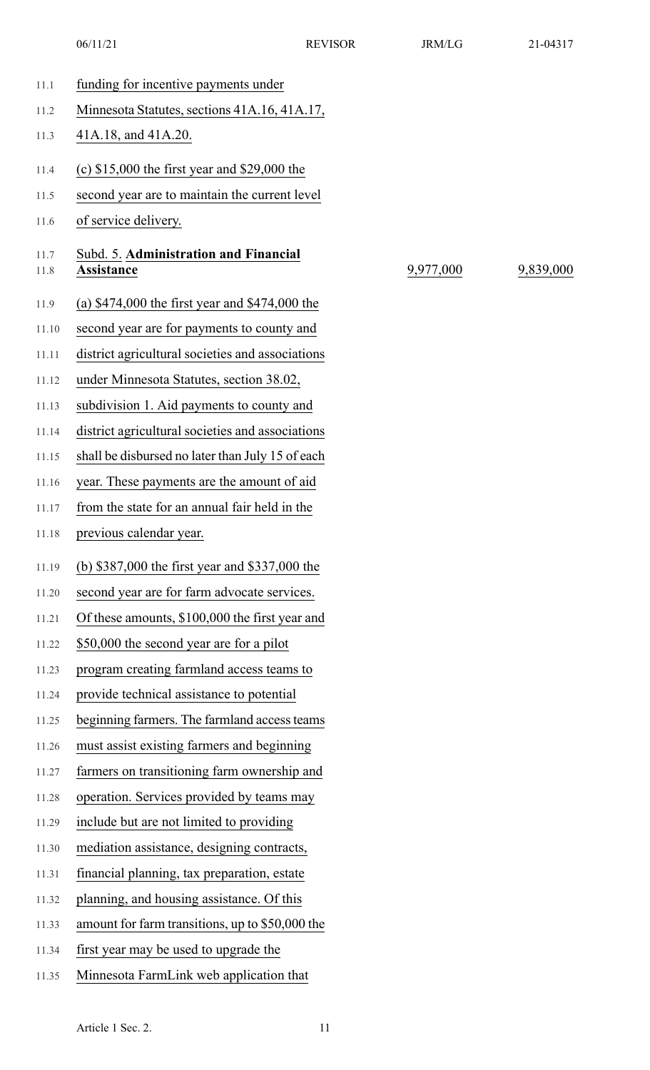funding for incentive payments under Minnesota Statutes, sections 41A.16, 41A.17, 41A.18, and 41A.20.

(c) $15,000 the first year and $29,000 the second year are to maintain the current level of service delivery.

| | | |
|---|---|---|
| Subd. 5. **Administration and Financial Assistance** | 9,977,000 | 9,839,000 |

(a) $474,000 the first year and $474,000 the second year are for payments to county and district agricultural societies and associations under Minnesota Statutes, section 38.02, subdivision 1. Aid payments to county and district agricultural societies and associations shall be disbursed no later than July 15 of each year. These payments are the amount of aid from the state for an annual fair held in the previous calendar year.

(b) $387,000 the first year and $337,000 the second year are for farm advocate services. Of these amounts, $100,000 the first year and $50,000 the second year are for a pilot program creating farmland access teams to provide technical assistance to potential beginning farmers. The farmland access teams must assist existing farmers and beginning farmers on transitioning farm ownership and operation. Services provided by teams may include but are not limited to providing mediation assistance, designing contracts, financial planning, tax preparation, estate planning, and housing assistance. Of this amount for farm transitions, up to $50,000 the first year may be used to upgrade the Minnesota FarmLink web application that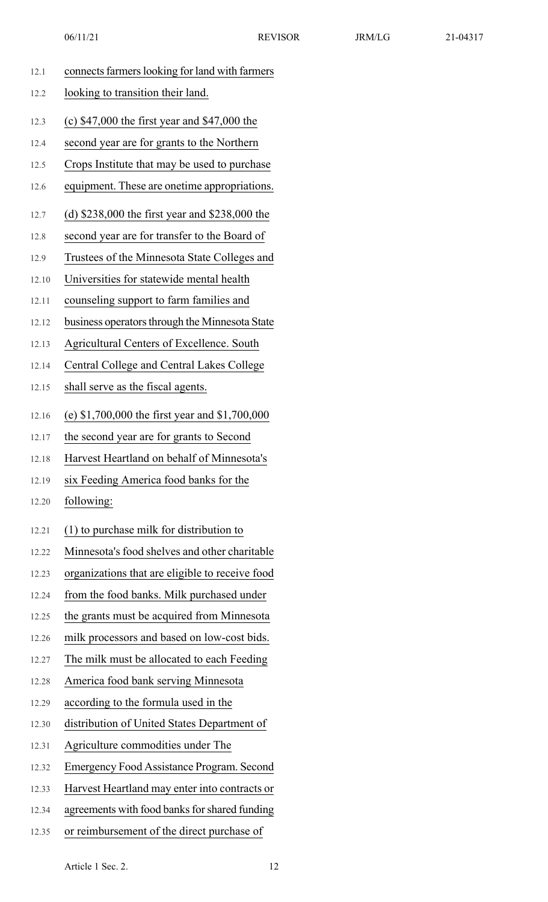connects farmers looking for land with farmers looking to transition their land.

(c) $47,000 the first year and $47,000 the second year are for grants to the Northern Crops Institute that may be used to purchase equipment. These are onetime appropriations.

(d) $238,000 the first year and $238,000 the second year are for transfer to the Board of Trustees of the Minnesota State Colleges and Universities for statewide mental health counseling support to farm families and business operators through the Minnesota State Agricultural Centers of Excellence. South Central College and Central Lakes College shall serve as the fiscal agents.

(e) $1,700,000 the first year and $1,700,000 the second year are for grants to Second Harvest Heartland on behalf of Minnesota's six Feeding America food banks for the following:

(1) to purchase milk for distribution to Minnesota's food shelves and other charitable organizations that are eligible to receive food from the food banks. Milk purchased under the grants must be acquired from Minnesota milk processors and based on low-cost bids. The milk must be allocated to each Feeding America food bank serving Minnesota according to the formula used in the distribution of United States Department of Agriculture commodities under The Emergency Food Assistance Program. Second Harvest Heartland may enter into contracts or agreements with food banks for shared funding or reimbursement of the direct purchase of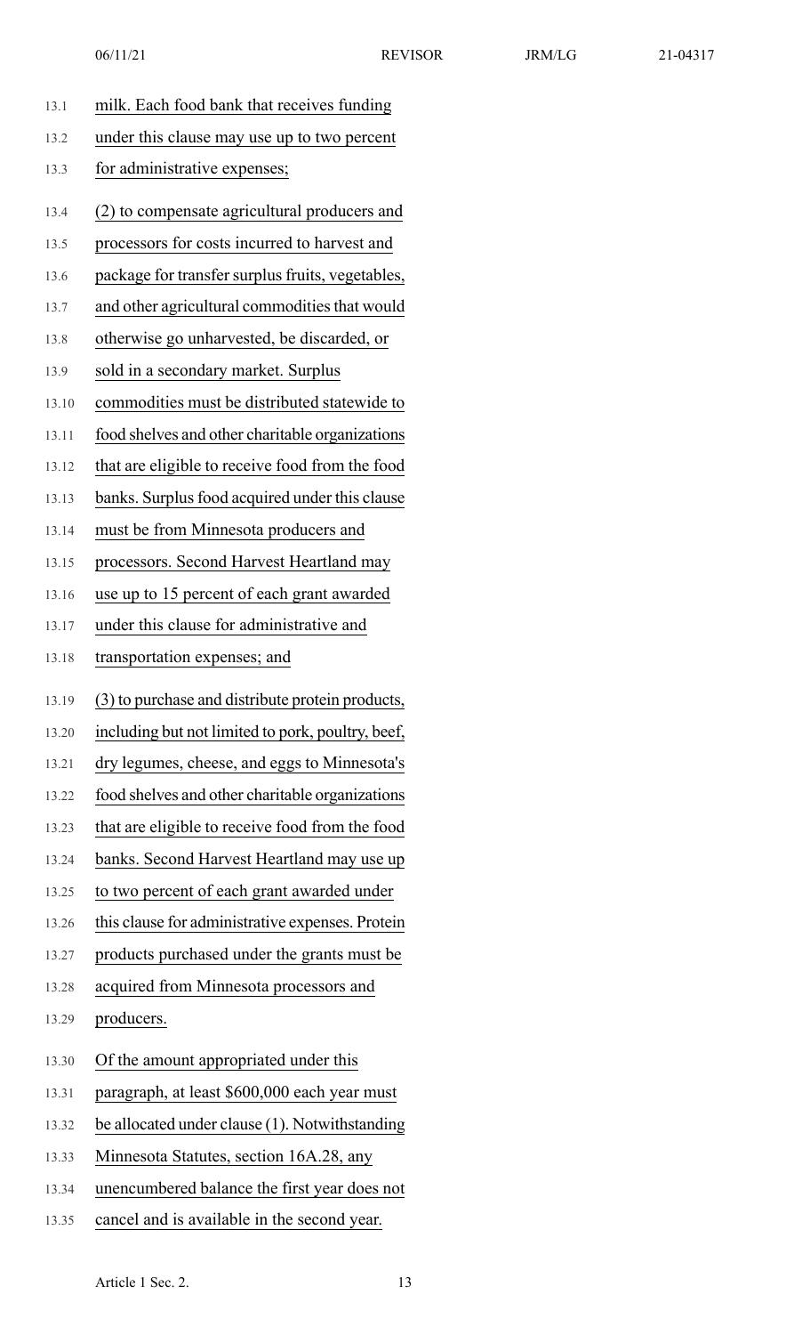milk. Each food bank that receives funding under this clause may use up to two percent for administrative expenses;

(2) to compensate agricultural producers and processors for costs incurred to harvest and package for transfer surplus fruits, vegetables, and other agricultural commodities that would otherwise go unharvested, be discarded, or sold in a secondary market. Surplus commodities must be distributed statewide to food shelves and other charitable organizations that are eligible to receive food from the food banks. Surplus food acquired under this clause must be from Minnesota producers and processors. Second Harvest Heartland may use up to 15 percent of each grant awarded under this clause for administrative and transportation expenses; and

(3) to purchase and distribute protein products, including but not limited to pork, poultry, beef, dry legumes, cheese, and eggs to Minnesota's food shelves and other charitable organizations that are eligible to receive food from the food banks. Second Harvest Heartland may use up to two percent of each grant awarded under this clause for administrative expenses. Protein products purchased under the grants must be acquired from Minnesota processors and producers.

Of the amount appropriated under this paragraph, at least $600,000 each year must be allocated under clause (1). Notwithstanding Minnesota Statutes, section 16A.28, any unencumbered balance the first year does not cancel and is available in the second year.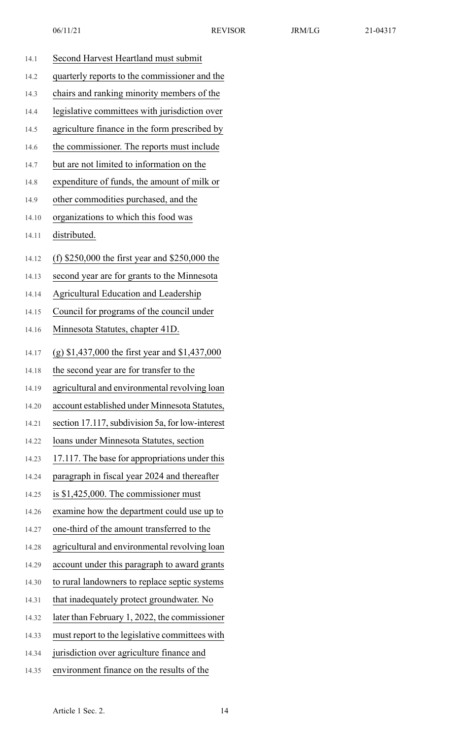Second Harvest Heartland must submit quarterly reports to the commissioner and the chairs and ranking minority members of the legislative committees with jurisdiction over agriculture finance in the form prescribed by the commissioner. The reports must include but are not limited to information on the expenditure of funds, the amount of milk or other commodities purchased, and the organizations to which this food was distributed.

(f) $250,000 the first year and $250,000 the second year are for grants to the Minnesota Agricultural Education and Leadership Council for programs of the council under Minnesota Statutes, chapter 41D.

(g) $1,437,000 the first year and $1,437,000 the second year are for transfer to the agricultural and environmental revolving loan account established under Minnesota Statutes, section 17.117, subdivision 5a, for low-interest loans under Minnesota Statutes, section 17.117. The base for appropriations under this paragraph in fiscal year 2024 and thereafter is $1,425,000. The commissioner must examine how the department could use up to one-third of the amount transferred to the agricultural and environmental revolving loan account under this paragraph to award grants to rural landowners to replace septic systems that inadequately protect groundwater. No later than February 1, 2022, the commissioner must report to the legislative committees with jurisdiction over agriculture finance and environment finance on the results of the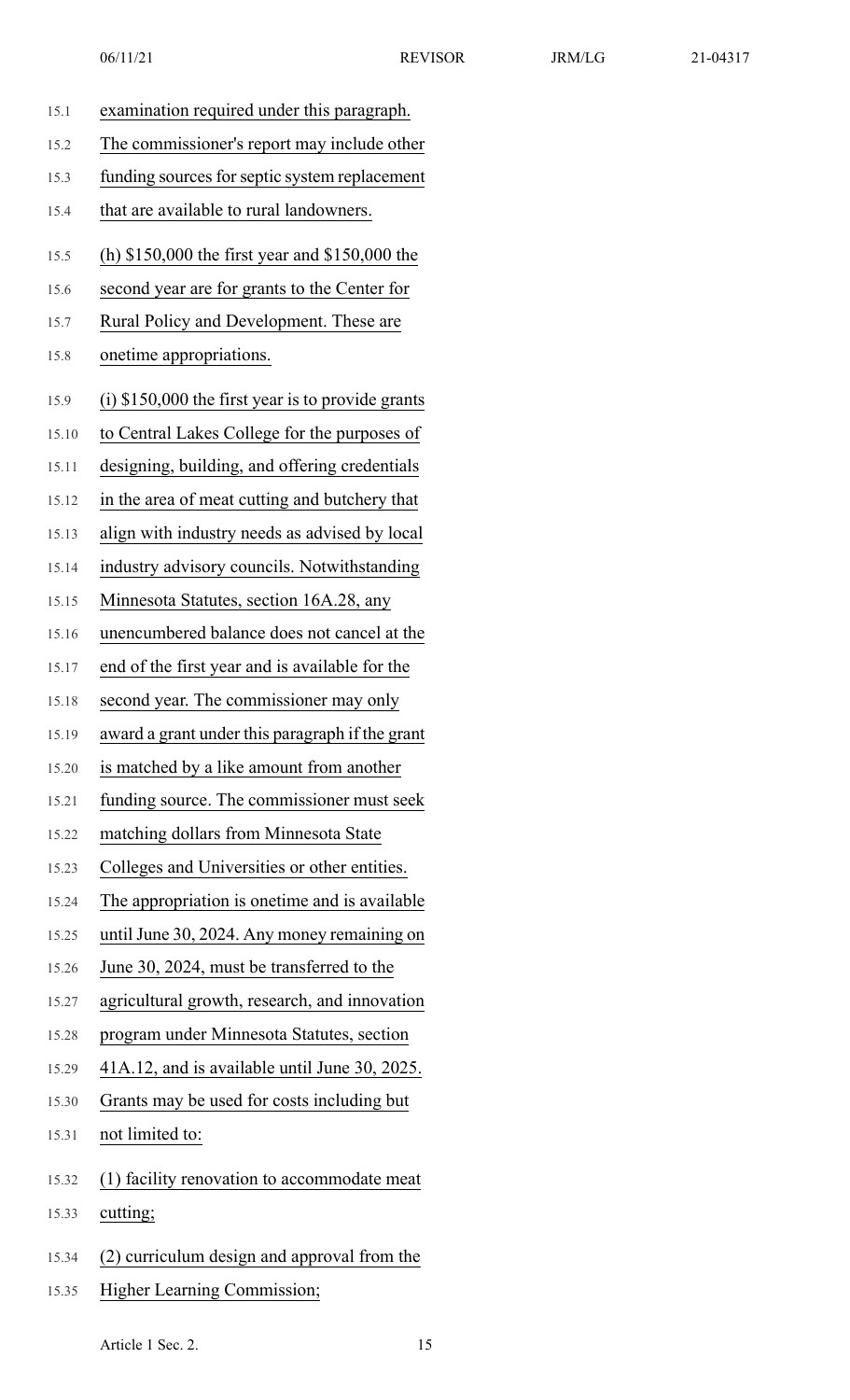examination required under this paragraph. The commissioner's report may include other funding sources for septic system replacement that are available to rural landowners.

(h) $150,000 the first year and $150,000 the second year are for grants to the Center for Rural Policy and Development. These are onetime appropriations.

(i) $150,000 the first year is to provide grants to Central Lakes College for the purposes of designing, building, and offering credentials in the area of meat cutting and butchery that align with industry needs as advised by local industry advisory councils. Notwithstanding Minnesota Statutes, section 16A.28, any unencumbered balance does not cancel at the end of the first year and is available for the second year. The commissioner may only award a grant under this paragraph if the grant is matched by a like amount from another funding source. The commissioner must seek matching dollars from Minnesota State Colleges and Universities or other entities. The appropriation is onetime and is available until June 30, 2024. Any money remaining on June 30, 2024, must be transferred to the agricultural growth, research, and innovation program under Minnesota Statutes, section 41A.12, and is available until June 30, 2025. Grants may be used for costs including but not limited to:

(1) facility renovation to accommodate meat cutting;

(2) curriculum design and approval from the Higher Learning Commission;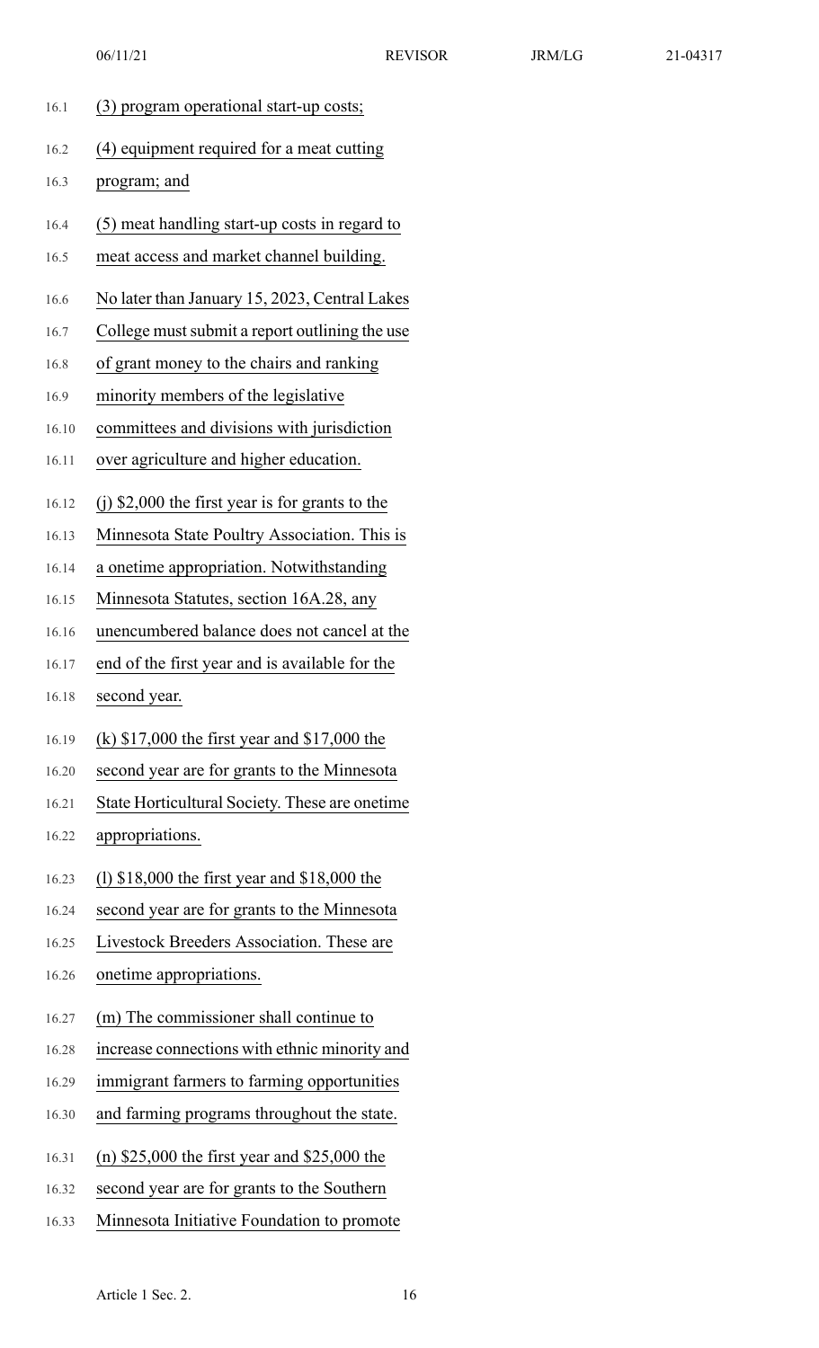(3) program operational start-up costs;

(4) equipment required for a meat cutting program; and

(5) meat handling start-up costs in regard to meat access and market channel building.

No later than January 15, 2023, Central Lakes College must submit a report outlining the use of grant money to the chairs and ranking minority members of the legislative committees and divisions with jurisdiction over agriculture and higher education.

(j) $2,000 the first year is for grants to the Minnesota State Poultry Association. This is a onetime appropriation. Notwithstanding Minnesota Statutes, section 16A.28, any unencumbered balance does not cancel at the end of the first year and is available for the second year.

(k) $17,000 the first year and $17,000 the second year are for grants to the Minnesota State Horticultural Society. These are onetime appropriations.

(l) $18,000 the first year and $18,000 the second year are for grants to the Minnesota Livestock Breeders Association. These are onetime appropriations.

(m) The commissioner shall continue to increase connections with ethnic minority and immigrant farmers to farming opportunities and farming programs throughout the state.

(n) $25,000 the first year and $25,000 the second year are for grants to the Southern Minnesota Initiative Foundation to promote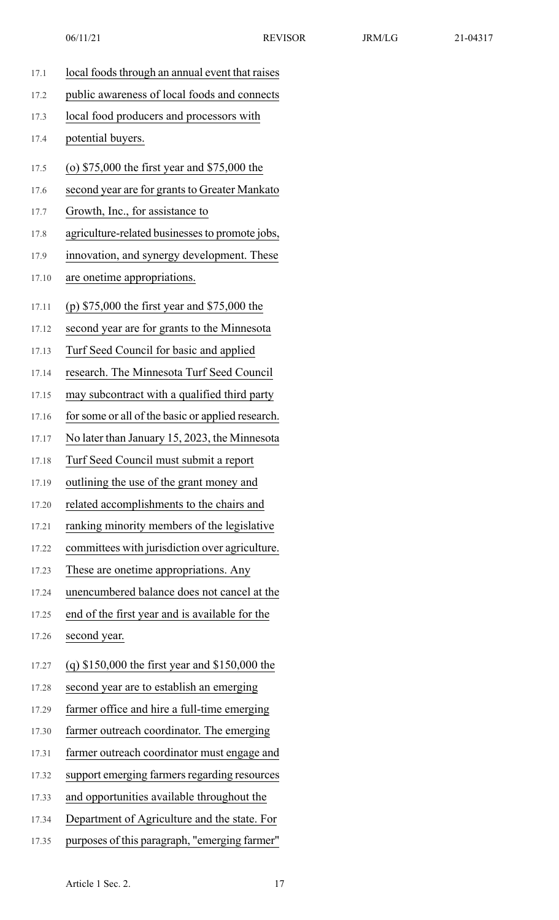local foods through an annual event that raises public awareness of local foods and connects local food producers and processors with potential buyers.

(o) $75,000 the first year and $75,000 the second year are for grants to Greater Mankato Growth, Inc., for assistance to agriculture-related businesses to promote jobs, innovation, and synergy development. These are onetime appropriations.

(p) $75,000 the first year and $75,000 the second year are for grants to the Minnesota Turf Seed Council for basic and applied research. The Minnesota Turf Seed Council may subcontract with a qualified third party for some or all of the basic or applied research. No later than January 15, 2023, the Minnesota Turf Seed Council must submit a report outlining the use of the grant money and related accomplishments to the chairs and ranking minority members of the legislative committees with jurisdiction over agriculture. These are onetime appropriations. Any unencumbered balance does not cancel at the end of the first year and is available for the second year.

(q) $150,000 the first year and $150,000 the second year are to establish an emerging farmer office and hire a full-time emerging farmer outreach coordinator. The emerging farmer outreach coordinator must engage and support emerging farmers regarding resources and opportunities available throughout the Department of Agriculture and the state. For purposes of this paragraph, "emerging farmer"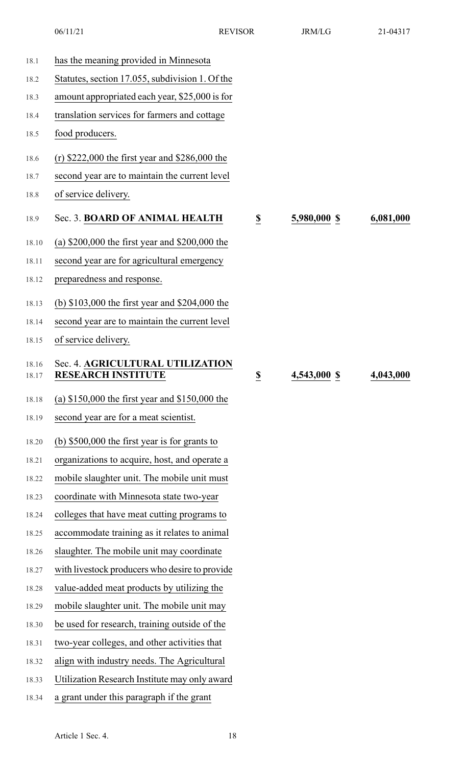has the meaning provided in Minnesota Statutes, section 17.055, subdivision 1. Of the amount appropriated each year, $25,000 is for translation services for farmers and cottage food producers.

(r) $222,000 the first year and $286,000 the second year are to maintain the current level of service delivery.

| Sec. 3. **BOARD OF ANIMAL HEALTH** | $ | 5,980,000 | $ | 6,081,000 |
|---|---|---|---|---|

(a) $200,000 the first year and $200,000 the second year are for agricultural emergency preparedness and response.

(b) $103,000 the first year and $204,000 the second year are to maintain the current level of service delivery.

| Sec. 4. **AGRICULTURAL UTILIZATION RESEARCH INSTITUTE** | $ | 4,543,000 | $ | 4,043,000 |
|---|---|---|---|---|

(a) $150,000 the first year and $150,000 the second year are for a meat scientist.

(b) $500,000 the first year is for grants to organizations to acquire, host, and operate a mobile slaughter unit. The mobile unit must coordinate with Minnesota state two-year colleges that have meat cutting programs to accommodate training as it relates to animal slaughter. The mobile unit may coordinate with livestock producers who desire to provide value-added meat products by utilizing the mobile slaughter unit. The mobile unit may be used for research, training outside of the two-year colleges, and other activities that align with industry needs. The Agricultural Utilization Research Institute may only award a grant under this paragraph if the grant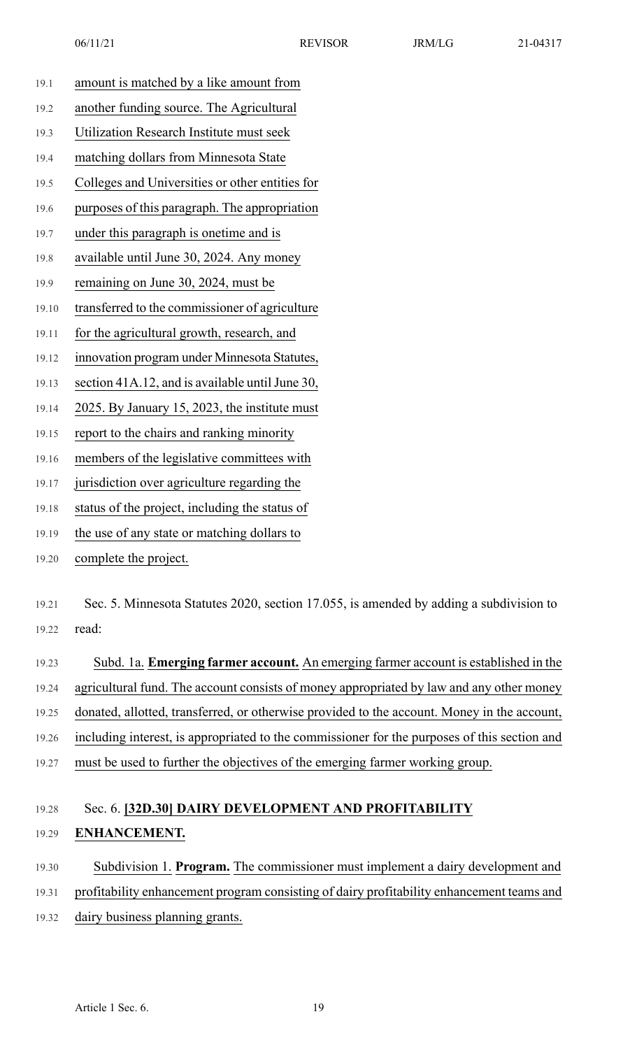amount is matched by a like amount from another funding source. The Agricultural Utilization Research Institute must seek matching dollars from Minnesota State Colleges and Universities or other entities for purposes of this paragraph. The appropriation under this paragraph is onetime and is available until June 30, 2024. Any money remaining on June 30, 2024, must be transferred to the commissioner of agriculture for the agricultural growth, research, and innovation program under Minnesota Statutes, section 41A.12, and is available until June 30, 2025. By January 15, 2023, the institute must report to the chairs and ranking minority members of the legislative committees with jurisdiction over agriculture regarding the status of the project, including the status of the use of any state or matching dollars to complete the project.

Sec. 5. Minnesota Statutes 2020, section 17.055, is amended by adding a subdivision to read:

Subd. 1a. **Emerging farmer account.** An emerging farmer account is established in the agricultural fund. The account consists of money appropriated by law and any other money donated, allotted, transferred, or otherwise provided to the account. Money in the account, including interest, is appropriated to the commissioner for the purposes of this section and must be used to further the objectives of the emerging farmer working group.

Sec. 6. **[32D.30] DAIRY DEVELOPMENT AND PROFITABILITY ENHANCEMENT.**

Subdivision 1. **Program.** The commissioner must implement a dairy development and profitability enhancement program consisting of dairy profitability enhancement teams and dairy business planning grants.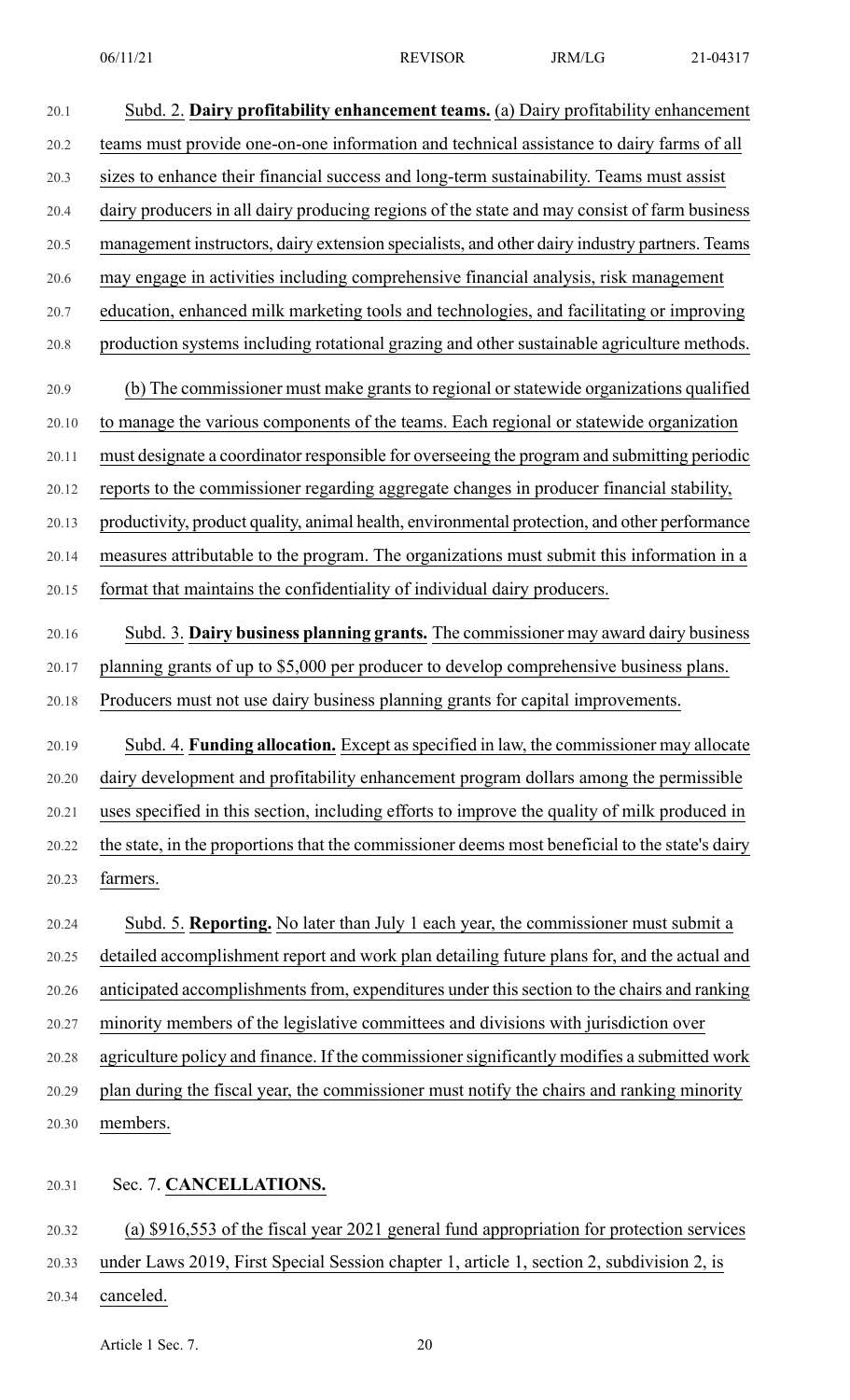Subd. 2. **Dairy profitability enhancement teams.** (a) Dairy profitability enhancement teams must provide one-on-one information and technical assistance to dairy farms of all sizes to enhance their financial success and long-term sustainability. Teams must assist dairy producers in all dairy producing regions of the state and may consist of farm business management instructors, dairy extension specialists, and other dairy industry partners. Teams may engage in activities including comprehensive financial analysis, risk management education, enhanced milk marketing tools and technologies, and facilitating or improving production systems including rotational grazing and other sustainable agriculture methods.

(b) The commissioner must make grants to regional or statewide organizations qualified to manage the various components of the teams. Each regional or statewide organization must designate a coordinator responsible for overseeing the program and submitting periodic reports to the commissioner regarding aggregate changes in producer financial stability, productivity, product quality, animal health, environmental protection, and other performance measures attributable to the program. The organizations must submit this information in a format that maintains the confidentiality of individual dairy producers.

Subd. 3. **Dairy business planning grants.** The commissioner may award dairy business planning grants of up to $5,000 per producer to develop comprehensive business plans. Producers must not use dairy business planning grants for capital improvements.

Subd. 4. **Funding allocation.** Except as specified in law, the commissioner may allocate dairy development and profitability enhancement program dollars among the permissible uses specified in this section, including efforts to improve the quality of milk produced in the state, in the proportions that the commissioner deems most beneficial to the state's dairy farmers.

Subd. 5. **Reporting.** No later than July 1 each year, the commissioner must submit a detailed accomplishment report and work plan detailing future plans for, and the actual and anticipated accomplishments from, expenditures under this section to the chairs and ranking minority members of the legislative committees and divisions with jurisdiction over agriculture policy and finance. If the commissioner significantly modifies a submitted work plan during the fiscal year, the commissioner must notify the chairs and ranking minority members.

Sec. 7. **CANCELLATIONS.**

(a) $916,553 of the fiscal year 2021 general fund appropriation for protection services under Laws 2019, First Special Session chapter 1, article 1, section 2, subdivision 2, is canceled.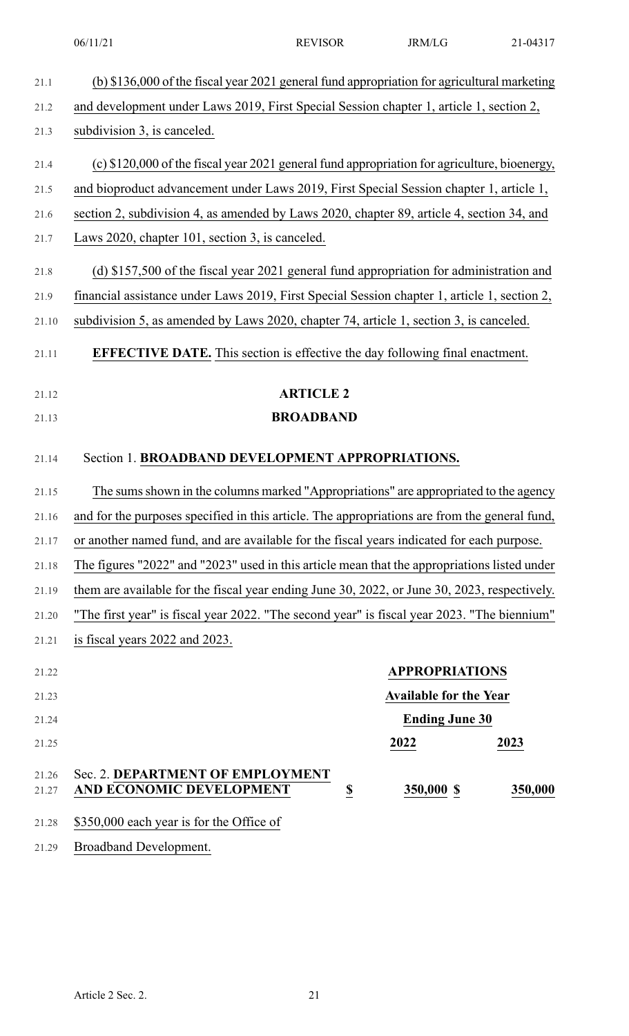(b) $136,000 of the fiscal year 2021 general fund appropriation for agricultural marketing and development under Laws 2019, First Special Session chapter 1, article 1, section 2, subdivision 3, is canceled.

(c) $120,000 of the fiscal year 2021 general fund appropriation for agriculture, bioenergy, and bioproduct advancement under Laws 2019, First Special Session chapter 1, article 1, section 2, subdivision 4, as amended by Laws 2020, chapter 89, article 4, section 34, and Laws 2020, chapter 101, section 3, is canceled.

(d) $157,500 of the fiscal year 2021 general fund appropriation for administration and financial assistance under Laws 2019, First Special Session chapter 1, article 1, section 2, subdivision 5, as amended by Laws 2020, chapter 74, article 1, section 3, is canceled.

**EFFECTIVE DATE.** This section is effective the day following final enactment.

## ARTICLE 2
## BROADBAND

Section 1. **BROADBAND DEVELOPMENT APPROPRIATIONS.**

The sums shown in the columns marked "Appropriations" are appropriated to the agency and for the purposes specified in this article. The appropriations are from the general fund, or another named fund, and are available for the fiscal years indicated for each purpose. The figures "2022" and "2023" used in this article mean that the appropriations listed under them are available for the fiscal year ending June 30, 2022, or June 30, 2023, respectively. "The first year" is fiscal year 2022. "The second year" is fiscal year 2023. "The biennium" is fiscal years 2022 and 2023.

| | | APPROPRIATIONS | |
|---|---|---|---|
| | | Available for the Year | |
| | | Ending June 30 | |
| | | 2022 | 2023 |
| Sec. 2. **DEPARTMENT OF EMPLOYMENT AND ECONOMIC DEVELOPMENT** | $ | 350,000 $ | 350,000 |

$350,000 each year is for the Office of Broadband Development.